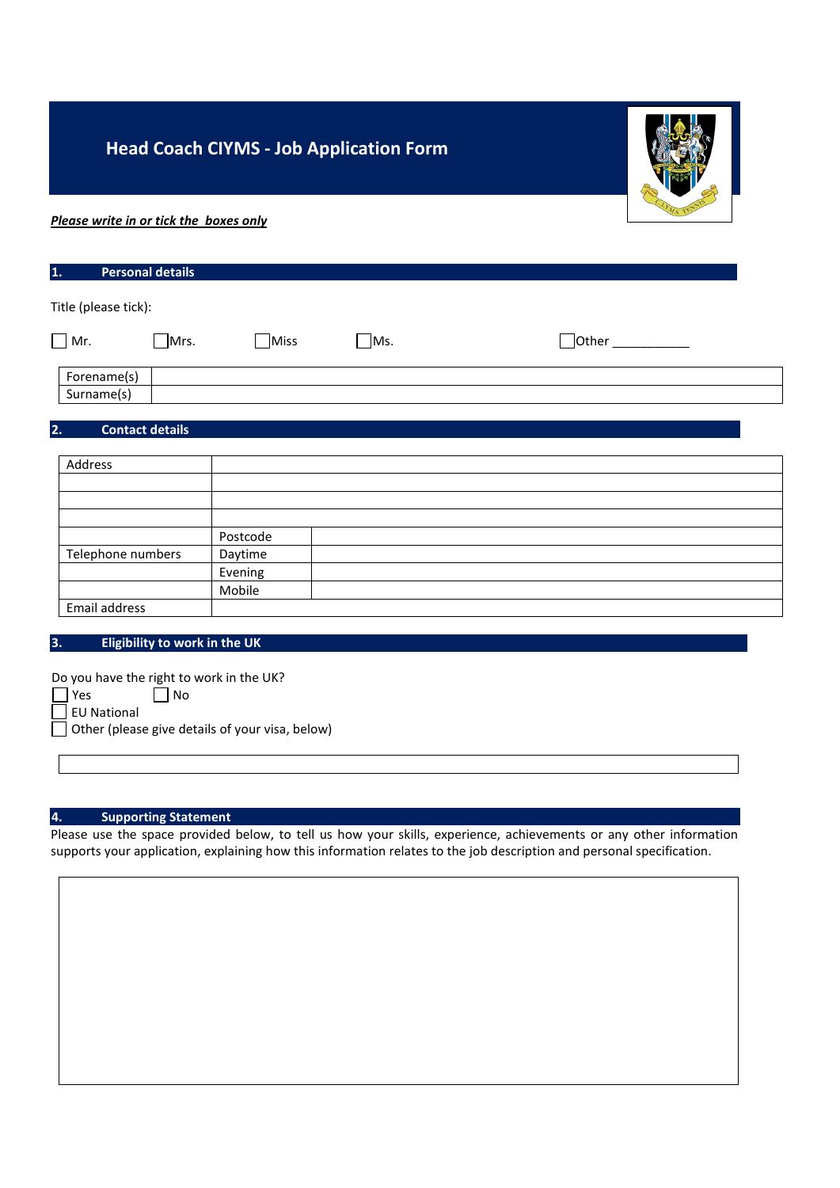# Head Coach CIYMS - Job Application Form

***Please write in or tick the boxes only***

## 1. Personal details

Title (please tick):

☐ Mr. ☐ Mrs. ☐ Miss ☐ Ms. ☐ Other ___________

| Forename(s) | |
|---|---|
| Surname(s) | |

## 2. Contact details

| Address | | |
|---|---|---|
| | | |
| | | |
| | | |
| | Postcode | |
| Telephone numbers | Daytime | |
| | Evening | |
| | Mobile | |
| Email address | | |

## 3. Eligibility to work in the UK

Do you have the right to work in the UK?

☐ Yes ☐ No

☐ EU National

☐ Other (please give details of your visa, below)

## 4. Supporting Statement

Please use the space provided below, to tell us how your skills, experience, achievements or any other information supports your application, explaining how this information relates to the job description and personal specification.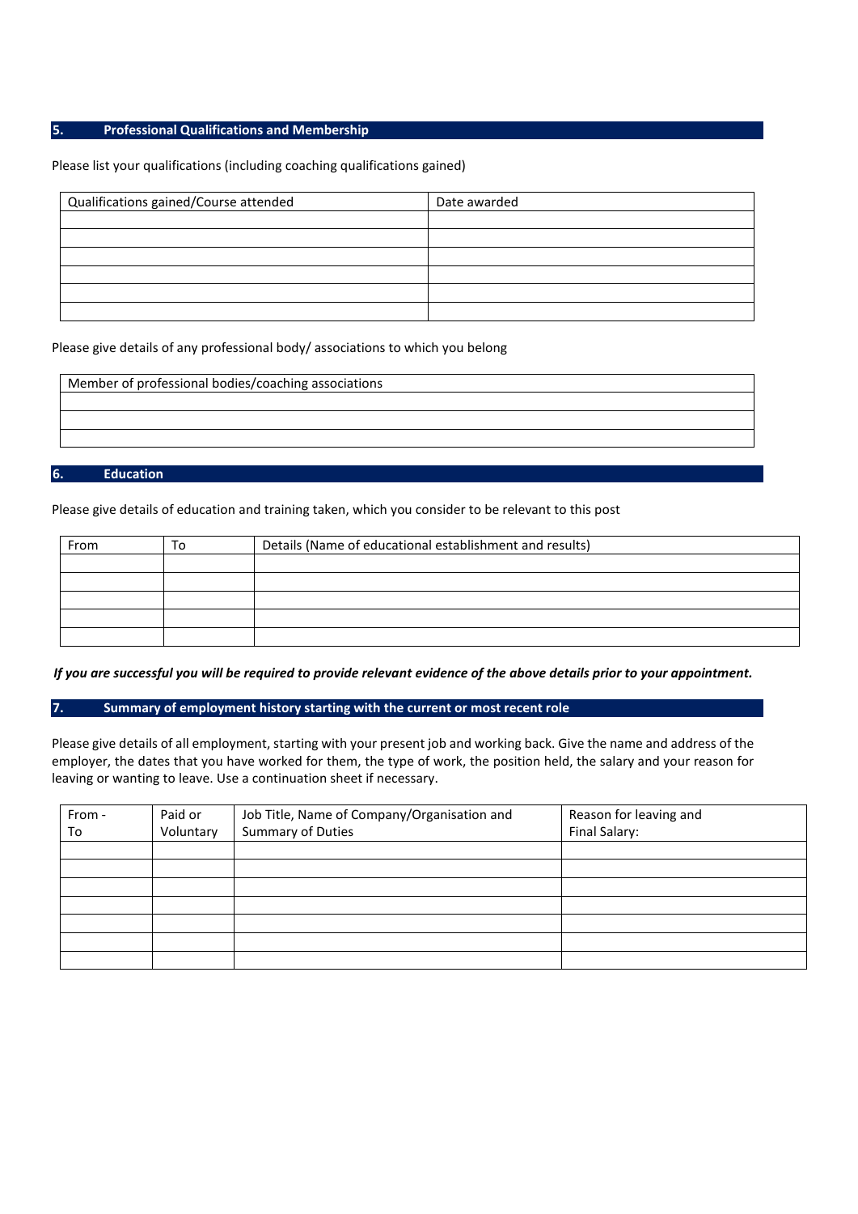## 5. Professional Qualifications and Membership

Please list your qualifications (including coaching qualifications gained)

| Qualifications gained/Course attended | Date awarded |
| --- | --- |
| | |
| | |
| | |
| | |
| | |
| | |

Please give details of any professional body/ associations to which you belong

| Member of professional bodies/coaching associations |
| --- |
| |
| |
| |

## 6. Education

Please give details of education and training taken, which you consider to be relevant to this post

| From | To | Details (Name of educational establishment and results) |
| --- | --- | --- |
| | | |
| | | |
| | | |
| | | |
| | | |

***If you are successful you will be required to provide relevant evidence of the above details prior to your appointment.***

## 7. Summary of employment history starting with the current or most recent role

Please give details of all employment, starting with your present job and working back. Give the name and address of the employer, the dates that you have worked for them, the type of work, the position held, the salary and your reason for leaving or wanting to leave. Use a continuation sheet if necessary.

| From - To | Paid or Voluntary | Job Title, Name of Company/Organisation and Summary of Duties | Reason for leaving and Final Salary: |
| --- | --- | --- | --- |
| | | | |
| | | | |
| | | | |
| | | | |
| | | | |
| | | | |
| | | | |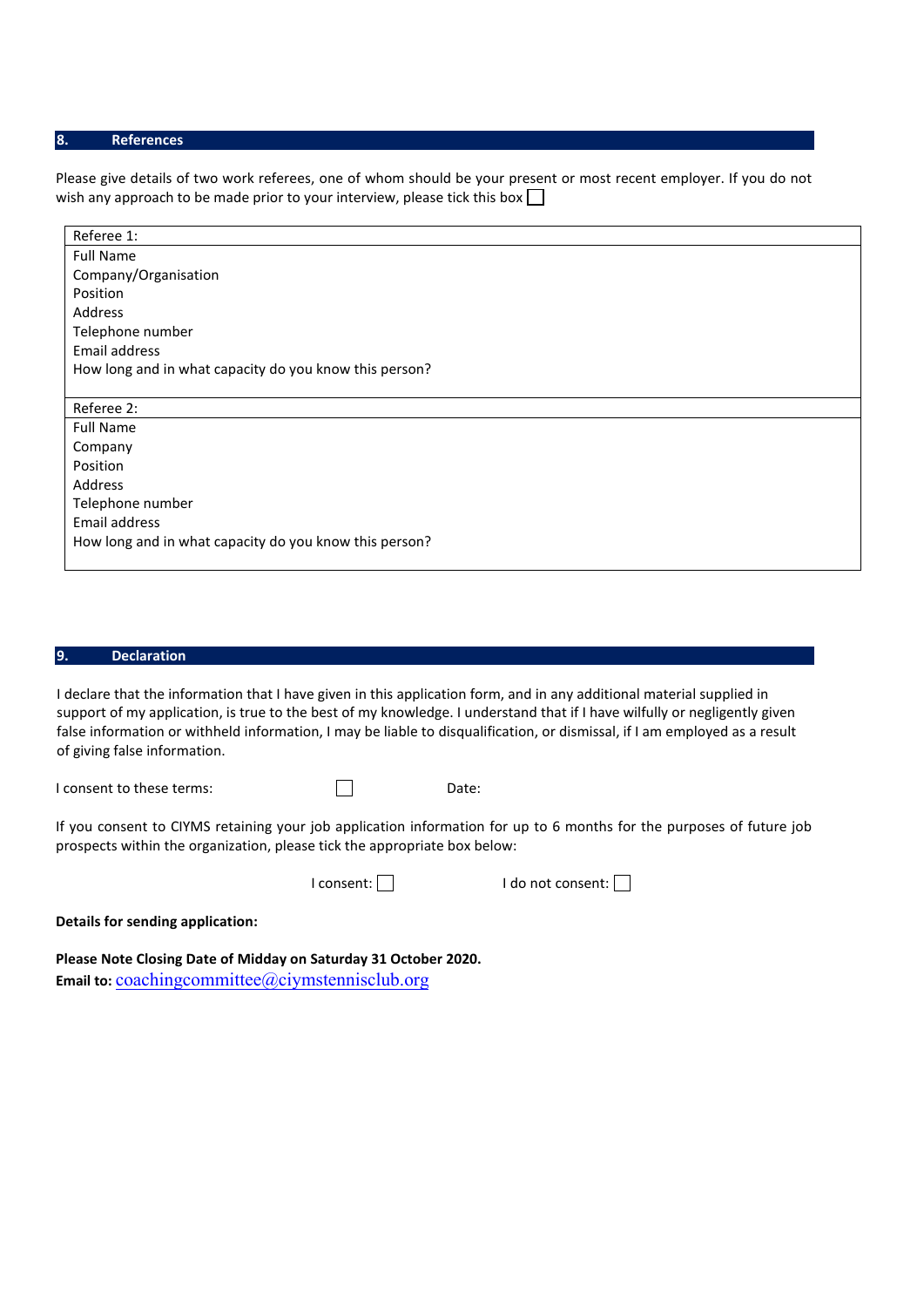## 8. References

Please give details of two work referees, one of whom should be your present or most recent employer. If you do not wish any approach to be made prior to your interview, please tick this box ☐

| Referee 1: |
| --- |
| Full Name<br>Company/Organisation<br>Position<br>Address<br>Telephone number<br>Email address<br>How long and in what capacity do you know this person? |
| Referee 2: |
| Full Name<br>Company<br>Position<br>Address<br>Telephone number<br>Email address<br>How long and in what capacity do you know this person? |

## 9. Declaration

I declare that the information that I have given in this application form, and in any additional material supplied in support of my application, is true to the best of my knowledge. I understand that if I have wilfully or negligently given false information or withheld information, I may be liable to disqualification, or dismissal, if I am employed as a result of giving false information.

I consent to these terms: ☐ Date:

If you consent to CIYMS retaining your job application information for up to 6 months for the purposes of future job prospects within the organization, please tick the appropriate box below:

I consent: ☐ I do not consent: ☐

**Details for sending application:**

**Please Note Closing Date of Midday on Saturday 31 October 2020.**
**Email to:** coachingcommittee@ciymstennisclub.org